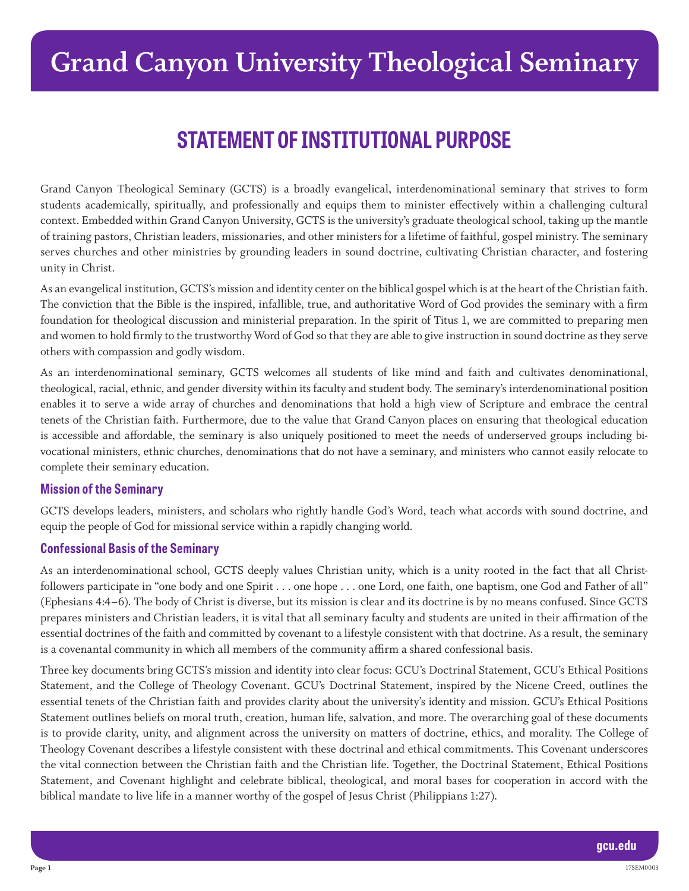# Grand Canyon University Theological Seminary

## STATEMENT OF INSTITUTIONAL PURPOSE

Grand Canyon Theological Seminary (GCTS) is a broadly evangelical, interdenominational seminary that strives to form students academically, spiritually, and professionally and equips them to minister effectively within a challenging cultural context. Embedded within Grand Canyon University, GCTS is the university's graduate theological school, taking up the mantle of training pastors, Christian leaders, missionaries, and other ministers for a lifetime of faithful, gospel ministry. The seminary serves churches and other ministries by grounding leaders in sound doctrine, cultivating Christian character, and fostering unity in Christ.

As an evangelical institution, GCTS's mission and identity center on the biblical gospel which is at the heart of the Christian faith. The conviction that the Bible is the inspired, infallible, true, and authoritative Word of God provides the seminary with a firm foundation for theological discussion and ministerial preparation. In the spirit of Titus 1, we are committed to preparing men and women to hold firmly to the trustworthy Word of God so that they are able to give instruction in sound doctrine as they serve others with compassion and godly wisdom.

As an interdenominational seminary, GCTS welcomes all students of like mind and faith and cultivates denominational, theological, racial, ethnic, and gender diversity within its faculty and student body. The seminary's interdenominational position enables it to serve a wide array of churches and denominations that hold a high view of Scripture and embrace the central tenets of the Christian faith. Furthermore, due to the value that Grand Canyon places on ensuring that theological education is accessible and affordable, the seminary is also uniquely positioned to meet the needs of underserved groups including bi-vocational ministers, ethnic churches, denominations that do not have a seminary, and ministers who cannot easily relocate to complete their seminary education.

### Mission of the Seminary

GCTS develops leaders, ministers, and scholars who rightly handle God's Word, teach what accords with sound doctrine, and equip the people of God for missional service within a rapidly changing world.

### Confessional Basis of the Seminary

As an interdenominational school, GCTS deeply values Christian unity, which is a unity rooted in the fact that all Christ-followers participate in "one body and one Spirit . . . one hope . . . one Lord, one faith, one baptism, one God and Father of all" (Ephesians 4:4–6). The body of Christ is diverse, but its mission is clear and its doctrine is by no means confused. Since GCTS prepares ministers and Christian leaders, it is vital that all seminary faculty and students are united in their affirmation of the essential doctrines of the faith and committed by covenant to a lifestyle consistent with that doctrine. As a result, the seminary is a covenantal community in which all members of the community affirm a shared confessional basis.

Three key documents bring GCTS's mission and identity into clear focus: GCU's Doctrinal Statement, GCU's Ethical Positions Statement, and the College of Theology Covenant. GCU's Doctrinal Statement, inspired by the Nicene Creed, outlines the essential tenets of the Christian faith and provides clarity about the university's identity and mission. GCU's Ethical Positions Statement outlines beliefs on moral truth, creation, human life, salvation, and more. The overarching goal of these documents is to provide clarity, unity, and alignment across the university on matters of doctrine, ethics, and morality. The College of Theology Covenant describes a lifestyle consistent with these doctrinal and ethical commitments. This Covenant underscores the vital connection between the Christian faith and the Christian life. Together, the Doctrinal Statement, Ethical Positions Statement, and Covenant highlight and celebrate biblical, theological, and moral bases for cooperation in accord with the biblical mandate to live life in a manner worthy of the gospel of Jesus Christ (Philippians 1:27).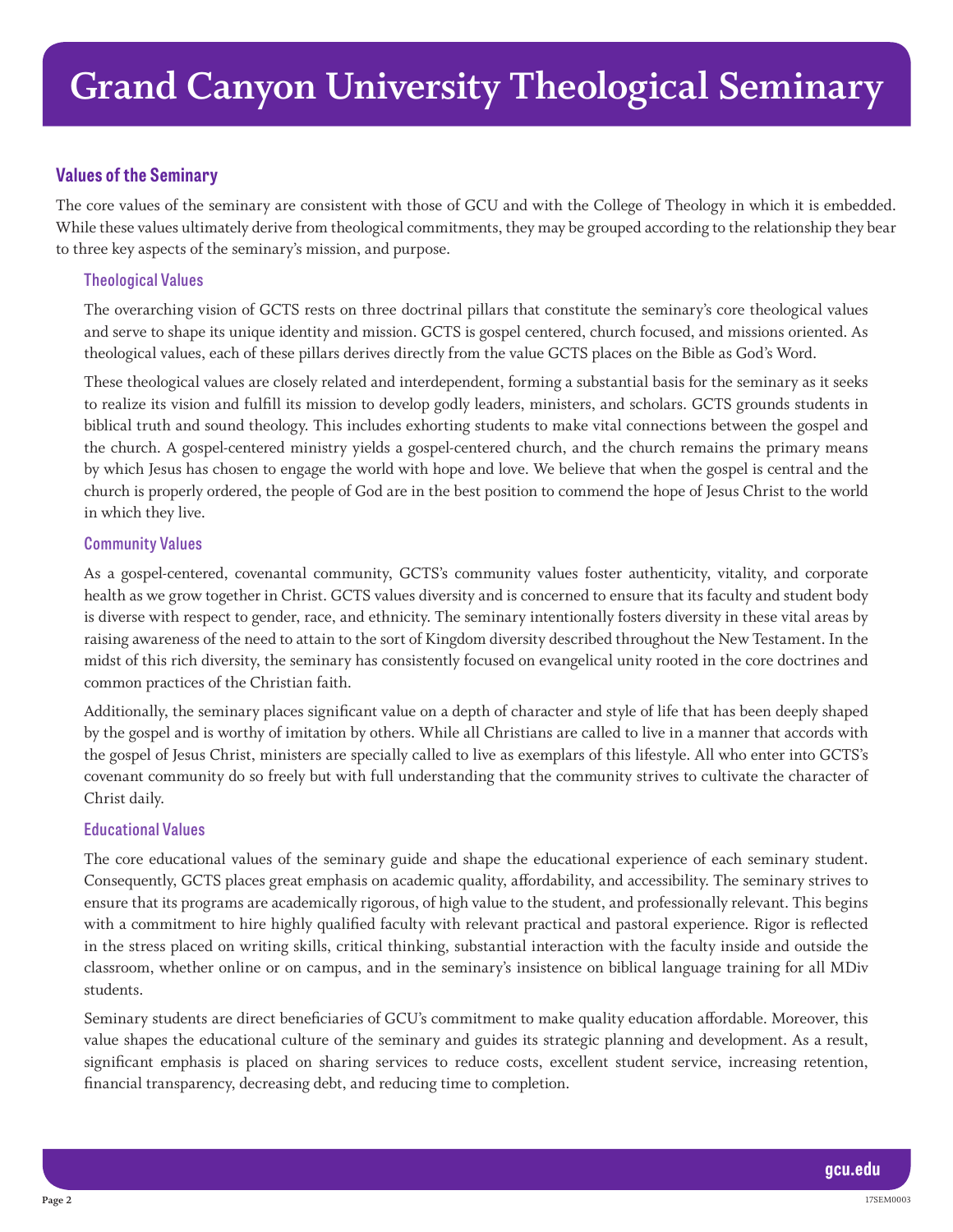# Grand Canyon University Theological Seminary

## Values of the Seminary

The core values of the seminary are consistent with those of GCU and with the College of Theology in which it is embedded. While these values ultimately derive from theological commitments, they may be grouped according to the relationship they bear to three key aspects of the seminary's mission, and purpose.

### Theological Values

The overarching vision of GCTS rests on three doctrinal pillars that constitute the seminary's core theological values and serve to shape its unique identity and mission. GCTS is gospel centered, church focused, and missions oriented. As theological values, each of these pillars derives directly from the value GCTS places on the Bible as God's Word.

These theological values are closely related and interdependent, forming a substantial basis for the seminary as it seeks to realize its vision and fulfill its mission to develop godly leaders, ministers, and scholars. GCTS grounds students in biblical truth and sound theology. This includes exhorting students to make vital connections between the gospel and the church. A gospel-centered ministry yields a gospel-centered church, and the church remains the primary means by which Jesus has chosen to engage the world with hope and love. We believe that when the gospel is central and the church is properly ordered, the people of God are in the best position to commend the hope of Jesus Christ to the world in which they live.

### Community Values

As a gospel-centered, covenantal community, GCTS's community values foster authenticity, vitality, and corporate health as we grow together in Christ. GCTS values diversity and is concerned to ensure that its faculty and student body is diverse with respect to gender, race, and ethnicity. The seminary intentionally fosters diversity in these vital areas by raising awareness of the need to attain to the sort of Kingdom diversity described throughout the New Testament. In the midst of this rich diversity, the seminary has consistently focused on evangelical unity rooted in the core doctrines and common practices of the Christian faith.

Additionally, the seminary places significant value on a depth of character and style of life that has been deeply shaped by the gospel and is worthy of imitation by others. While all Christians are called to live in a manner that accords with the gospel of Jesus Christ, ministers are specially called to live as exemplars of this lifestyle. All who enter into GCTS's covenant community do so freely but with full understanding that the community strives to cultivate the character of Christ daily.

### Educational Values

The core educational values of the seminary guide and shape the educational experience of each seminary student. Consequently, GCTS places great emphasis on academic quality, affordability, and accessibility. The seminary strives to ensure that its programs are academically rigorous, of high value to the student, and professionally relevant. This begins with a commitment to hire highly qualified faculty with relevant practical and pastoral experience. Rigor is reflected in the stress placed on writing skills, critical thinking, substantial interaction with the faculty inside and outside the classroom, whether online or on campus, and in the seminary's insistence on biblical language training for all MDiv students.

Seminary students are direct beneficiaries of GCU's commitment to make quality education affordable. Moreover, this value shapes the educational culture of the seminary and guides its strategic planning and development. As a result, significant emphasis is placed on sharing services to reduce costs, excellent student service, increasing retention, financial transparency, decreasing debt, and reducing time to completion.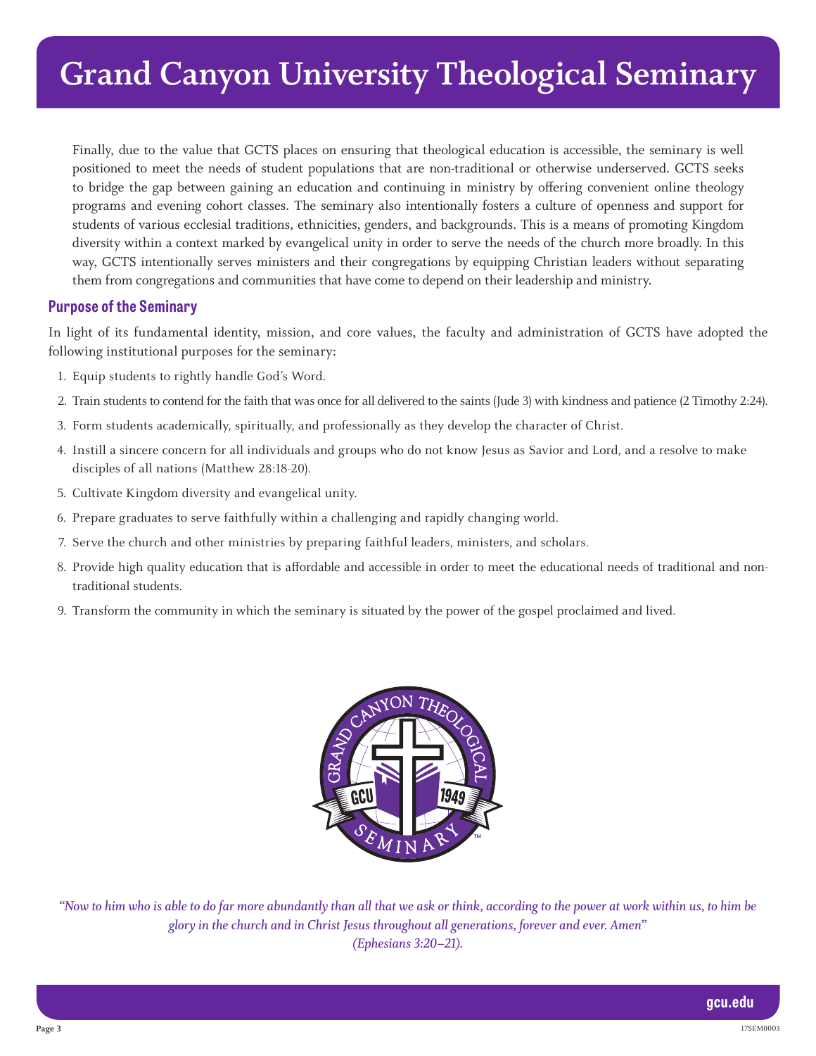Finally, due to the value that GCTS places on ensuring that theological education is accessible, the seminary is well positioned to meet the needs of student populations that are non-traditional or otherwise underserved. GCTS seeks to bridge the gap between gaining an education and continuing in ministry by offering convenient online theology programs and evening cohort classes. The seminary also intentionally fosters a culture of openness and support for students of various ecclesial traditions, ethnicities, genders, and backgrounds. This is a means of promoting Kingdom diversity within a context marked by evangelical unity in order to serve the needs of the church more broadly. In this way, GCTS intentionally serves ministers and their congregations by equipping Christian leaders without separating them from congregations and communities that have come to depend on their leadership and ministry.

## Purpose of the Seminary

In light of its fundamental identity, mission, and core values, the faculty and administration of GCTS have adopted the following institutional purposes for the seminary:

1. Equip students to rightly handle God's Word.
2. Train students to contend for the faith that was once for all delivered to the saints (Jude 3) with kindness and patience (2 Timothy 2:24).
3. Form students academically, spiritually, and professionally as they develop the character of Christ.
4. Instill a sincere concern for all individuals and groups who do not know Jesus as Savior and Lord, and a resolve to make disciples of all nations (Matthew 28:18-20).
5. Cultivate Kingdom diversity and evangelical unity.
6. Prepare graduates to serve faithfully within a challenging and rapidly changing world.
7. Serve the church and other ministries by preparing faithful leaders, ministers, and scholars.
8. Provide high quality education that is affordable and accessible in order to meet the educational needs of traditional and non-traditional students.
9. Transform the community in which the seminary is situated by the power of the gospel proclaimed and lived.

*"Now to him who is able to do far more abundantly than all that we ask or think, according to the power at work within us, to him be glory in the church and in Christ Jesus throughout all generations, forever and ever. Amen" (Ephesians 3:20–21).*